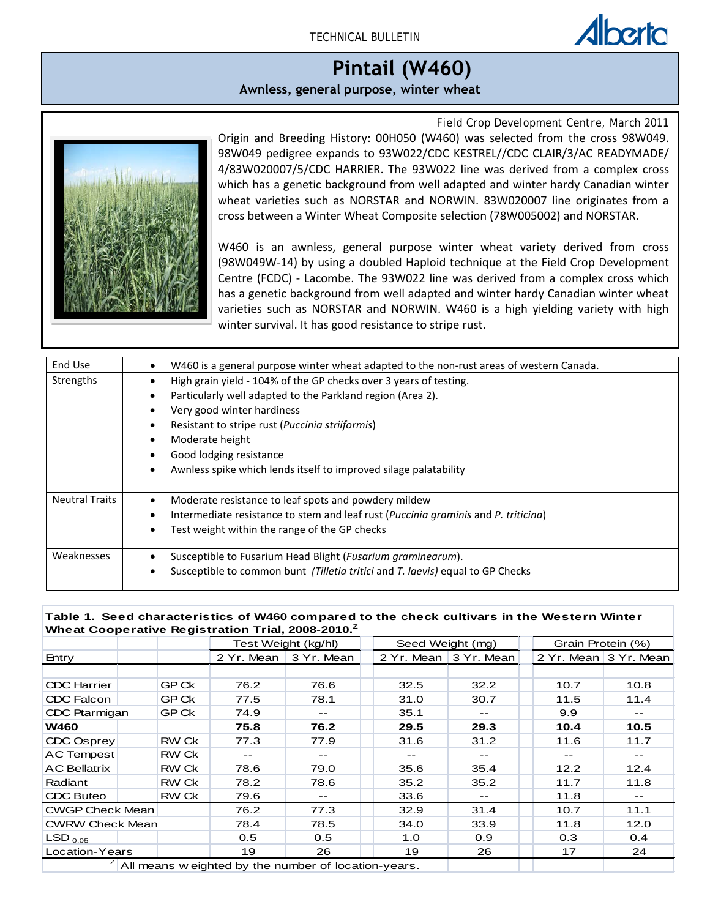TECHNICAL BULLETIN

# Pintail (W460)

**Awnless, general purpose, winter wheat**

Field Crop Development Centre, March 2011

Origin and Breeding History: 00H050 (W460) was selected from the cross 98W049. 98W049 pedigree expands to 93W022/CDC KESTREL//CDC CLAIR/3/AC READYMADE/4/83W020007/5/CDC HARRIER. The 93W022 line was derived from a complex cross which has a genetic background from well adapted and winter hardy Canadian winter wheat varieties such as NORSTAR and NORWIN. 83W020007 line originates from a cross between a Winter Wheat Composite selection (78W005002) and NORSTAR.

W460 is an awnless, general purpose winter wheat variety derived from cross (98W049W-14) by using a doubled Haploid technique at the Field Crop Development Centre (FCDC) - Lacombe. The 93W022 line was derived from a complex cross which has a genetic background from well adapted and winter hardy Canadian winter wheat varieties such as NORSTAR and NORWIN. W460 is a high yielding variety with high winter survival. It has good resistance to stripe rust.

| | |
|---|---|
| End Use | • W460 is a general purpose winter wheat adapted to the non-rust areas of western Canada. |
| Strengths | • High grain yield - 104% of the GP checks over 3 years of testing.<br>• Particularly well adapted to the Parkland region (Area 2).<br>• Very good winter hardiness<br>• Resistant to stripe rust (*Puccinia striiformis*)<br>• Moderate height<br>• Good lodging resistance<br>• Awnless spike which lends itself to improved silage palatability |
| Neutral Traits | • Moderate resistance to leaf spots and powdery mildew<br>• Intermediate resistance to stem and leaf rust (*Puccinia graminis* and *P. triticina*)<br>• Test weight within the range of the GP checks |
| Weaknesses | • Susceptible to Fusarium Head Blight (*Fusarium graminearum*).<br>• Susceptible to common bunt (*Tilletia tritici* and *T. laevis)* equal to GP Checks |

**Table 1. Seed characteristics of W460 compared to the check cultivars in the Western Winter Wheat Cooperative Registration Trial, 2008-2010.**[z]

| Entry | | Test Weight (kg/hl) | | Seed Weight (mg) | | Grain Protein (%) | |
|---|---|---|---|---|---|---|---|
| | | 2 Yr. Mean | 3 Yr. Mean | 2 Yr. Mean | 3 Yr. Mean | 2 Yr. Mean | 3 Yr. Mean |
| CDC Harrier | GP Ck | 76.2 | 76.6 | 32.5 | 32.2 | 10.7 | 10.8 |
| CDC Falcon | GP Ck | 77.5 | 78.1 | 31.0 | 30.7 | 11.5 | 11.4 |
| CDC Ptarmigan | GP Ck | 74.9 | -- | 35.1 | -- | 9.9 | -- |
| **W460** | | **75.8** | **76.2** | **29.5** | **29.3** | **10.4** | **10.5** |
| CDC Osprey | RW Ck | 77.3 | 77.9 | 31.6 | 31.2 | 11.6 | 11.7 |
| AC Tempest | RW Ck | -- | -- | -- | -- | -- | -- |
| AC Bellatrix | RW Ck | 78.6 | 79.0 | 35.6 | 35.4 | 12.2 | 12.4 |
| Radiant | RW Ck | 78.2 | 78.6 | 35.2 | 35.2 | 11.7 | 11.8 |
| CDC Buteo | RW Ck | 79.6 | -- | 33.6 | -- | 11.8 | -- |
| CWGP Check Mean | | 76.2 | 77.3 | 32.9 | 31.4 | 10.7 | 11.1 |
| CWRW Check Mean | | 78.4 | 78.5 | 34.0 | 33.9 | 11.8 | 12.0 |
| $LSD_{0.05}$ | | 0.5 | 0.5 | 1.0 | 0.9 | 0.3 | 0.4 |
| Location-Years | | 19 | 26 | 19 | 26 | 17 | 24 |

[z] All means weighted by the number of location-years.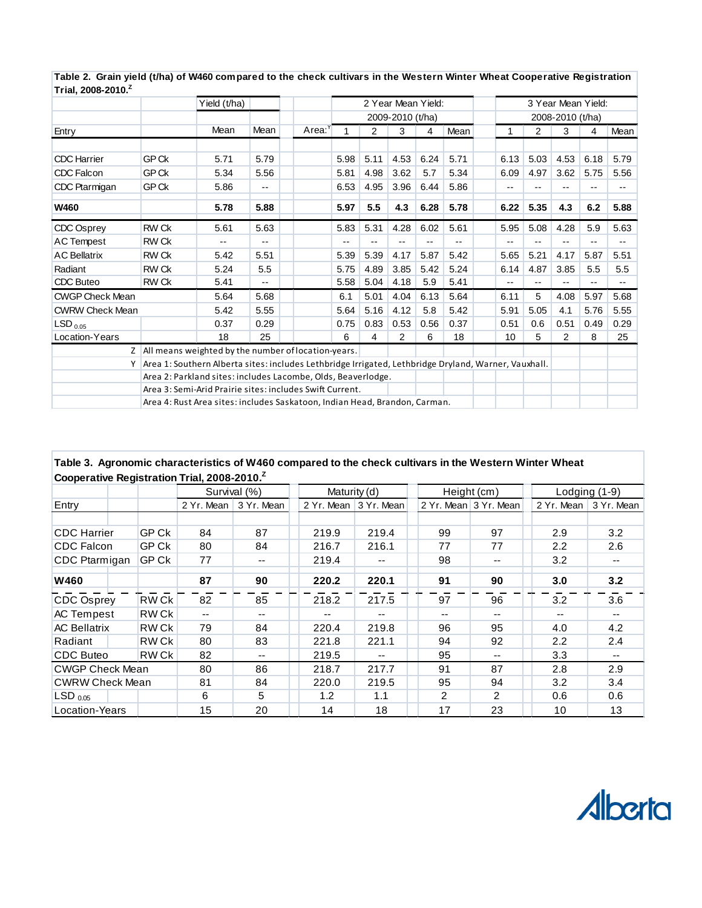**Table 2. Grain yield (t/ha) of W460 compared to the check cultivars in the Western Winter Wheat Cooperative Registration Trial, 2008-2010.[Z]**

| | | Yield (t/ha) | | | 2 Year Mean Yield: 2009-2010 (t/ha) | | | | | 3 Year Mean Yield: 2008-2010 (t/ha) | | | | |
|---|---|---|---|---|---|---|---|---|---|---|---|---|---|---|
| Entry | | Mean | Mean | Area:[Y] | 1 | 2 | 3 | 4 | Mean | 1 | 2 | 3 | 4 | Mean |
| CDC Harrier | GP Ck | 5.71 | 5.79 | | 5.98 | 5.11 | 4.53 | 6.24 | 5.71 | 6.13 | 5.03 | 4.53 | 6.18 | 5.79 |
| CDC Falcon | GP Ck | 5.34 | 5.56 | | 5.81 | 4.98 | 3.62 | 5.7 | 5.34 | 6.09 | 4.97 | 3.62 | 5.75 | 5.56 |
| CDC Ptarmigan | GP Ck | 5.86 | -- | | 6.53 | 4.95 | 3.96 | 6.44 | 5.86 | -- | -- | -- | -- | -- |
| **W460** | | **5.78** | **5.88** | | **5.97** | **5.5** | **4.3** | **6.28** | **5.78** | **6.22** | **5.35** | **4.3** | **6.2** | **5.88** |
| CDC Osprey | RW Ck | 5.61 | 5.63 | | 5.83 | 5.31 | 4.28 | 6.02 | 5.61 | 5.95 | 5.08 | 4.28 | 5.9 | 5.63 |
| AC Tempest | RW Ck | -- | -- | | -- | -- | -- | -- | -- | -- | -- | -- | -- | -- |
| AC Bellatrix | RW Ck | 5.42 | 5.51 | | 5.39 | 5.39 | 4.17 | 5.87 | 5.42 | 5.65 | 5.21 | 4.17 | 5.87 | 5.51 |
| Radiant | RW Ck | 5.24 | 5.5 | | 5.75 | 4.89 | 3.85 | 5.42 | 5.24 | 6.14 | 4.87 | 3.85 | 5.5 | 5.5 |
| CDC Buteo | RW Ck | 5.41 | -- | | 5.58 | 5.04 | 4.18 | 5.9 | 5.41 | -- | -- | -- | -- | -- |
| CWGP Check Mean | | 5.64 | 5.68 | | 6.1 | 5.01 | 4.04 | 6.13 | 5.64 | 6.11 | 5 | 4.08 | 5.97 | 5.68 |
| CWRW Check Mean | | 5.42 | 5.55 | | 5.64 | 5.16 | 4.12 | 5.8 | 5.42 | 5.91 | 5.05 | 4.1 | 5.76 | 5.55 |
| $LSD_{0.05}$ | | 0.37 | 0.29 | | 0.75 | 0.83 | 0.53 | 0.56 | 0.37 | 0.51 | 0.6 | 0.51 | 0.49 | 0.29 |
| Location-Years | | 18 | 25 | | 6 | 4 | 2 | 6 | 18 | 10 | 5 | 2 | 8 | 25 |

Z All means weighted by the number of location-years.

Y Area 1: Southern Alberta sites: includes Lethbridge Irrigated, Lethbridge Dryland, Warner, Vauxhall.
Area 2: Parkland sites: includes Lacombe, Olds, Beaverlodge.
Area 3: Semi-Arid Prairie sites: includes Swift Current.
Area 4: Rust Area sites: includes Saskatoon, Indian Head, Brandon, Carman.

**Table 3. Agronomic characteristics of W460 compared to the check cultivars in the Western Winter Wheat Cooperative Registration Trial, 2008-2010.[Z]**

| | | Survival (%) | | Maturity (d) | | Height (cm) | | Lodging (1-9) | |
|---|---|---|---|---|---|---|---|---|---|
| Entry | | 2 Yr. Mean | 3 Yr. Mean | 2 Yr. Mean | 3 Yr. Mean | 2 Yr. Mean | 3 Yr. Mean | 2 Yr. Mean | 3 Yr. Mean |
| CDC Harrier | GP Ck | 84 | 87 | 219.9 | 219.4 | 99 | 97 | 2.9 | 3.2 |
| CDC Falcon | GP Ck | 80 | 84 | 216.7 | 216.1 | 77 | 77 | 2.2 | 2.6 |
| CDC Ptarmigan | GP Ck | 77 | -- | 219.4 | -- | 98 | -- | 3.2 | -- |
| **W460** | | **87** | **90** | **220.2** | **220.1** | **91** | **90** | **3.0** | **3.2** |
| CDC Osprey | RW Ck | 82 | 85 | 218.2 | 217.5 | 97 | 96 | 3.2 | 3.6 |
| AC Tempest | RW Ck | -- | -- | -- | -- | -- | -- | -- | -- |
| AC Bellatrix | RW Ck | 79 | 84 | 220.4 | 219.8 | 96 | 95 | 4.0 | 4.2 |
| Radiant | RW Ck | 80 | 83 | 221.8 | 221.1 | 94 | 92 | 2.2 | 2.4 |
| CDC Buteo | RW Ck | 82 | -- | 219.5 | -- | 95 | -- | 3.3 | -- |
| CWGP Check Mean | | 80 | 86 | 218.7 | 217.7 | 91 | 87 | 2.8 | 2.9 |
| CWRW Check Mean | | 81 | 84 | 220.0 | 219.5 | 95 | 94 | 3.2 | 3.4 |
| $LSD_{0.05}$ | | 6 | 5 | 1.2 | 1.1 | 2 | 2 | 0.6 | 0.6 |
| Location-Years | | 15 | 20 | 14 | 18 | 17 | 23 | 10 | 13 |